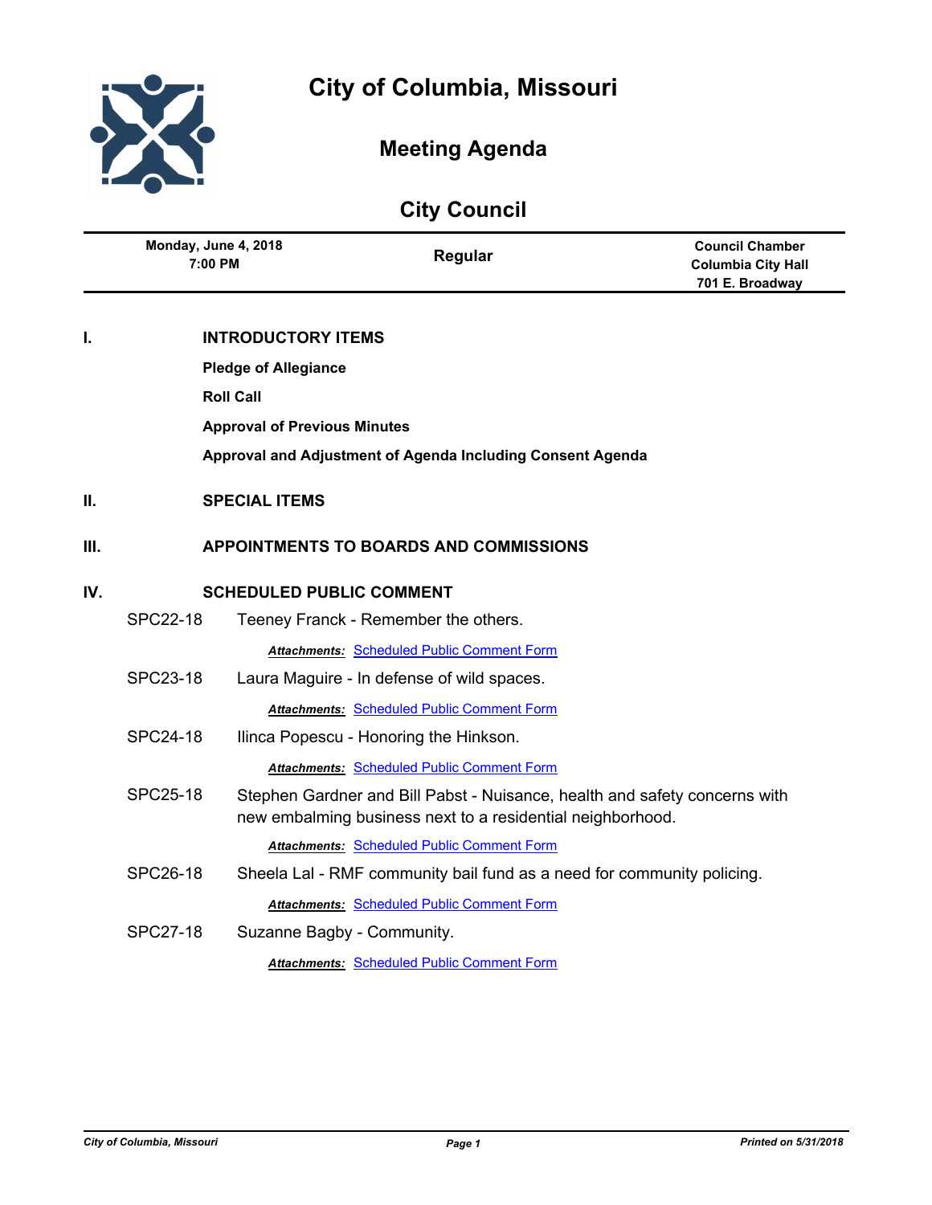# City of Columbia, Missouri

## Meeting Agenda

## City Council

| Monday, June 4, 2018 7:00 PM | Regular | Council Chamber Columbia City Hall 701 E. Broadway |
|---|---|---|

**I. INTRODUCTORY ITEMS**

**Pledge of Allegiance**

**Roll Call**

**Approval of Previous Minutes**

**Approval and Adjustment of Agenda Including Consent Agenda**

**II. SPECIAL ITEMS**

**III. APPOINTMENTS TO BOARDS AND COMMISSIONS**

**IV. SCHEDULED PUBLIC COMMENT**

SPC22-18 Teeney Franck - Remember the others.

***Attachments:*** Scheduled Public Comment Form

SPC23-18 Laura Maguire - In defense of wild spaces.

***Attachments:*** Scheduled Public Comment Form

SPC24-18 Ilinca Popescu - Honoring the Hinkson.

***Attachments:*** Scheduled Public Comment Form

SPC25-18 Stephen Gardner and Bill Pabst - Nuisance, health and safety concerns with new embalming business next to a residential neighborhood.

***Attachments:*** Scheduled Public Comment Form

SPC26-18 Sheela Lal - RMF community bail fund as a need for community policing.

***Attachments:*** Scheduled Public Comment Form

SPC27-18 Suzanne Bagby - Community.

***Attachments:*** Scheduled Public Comment Form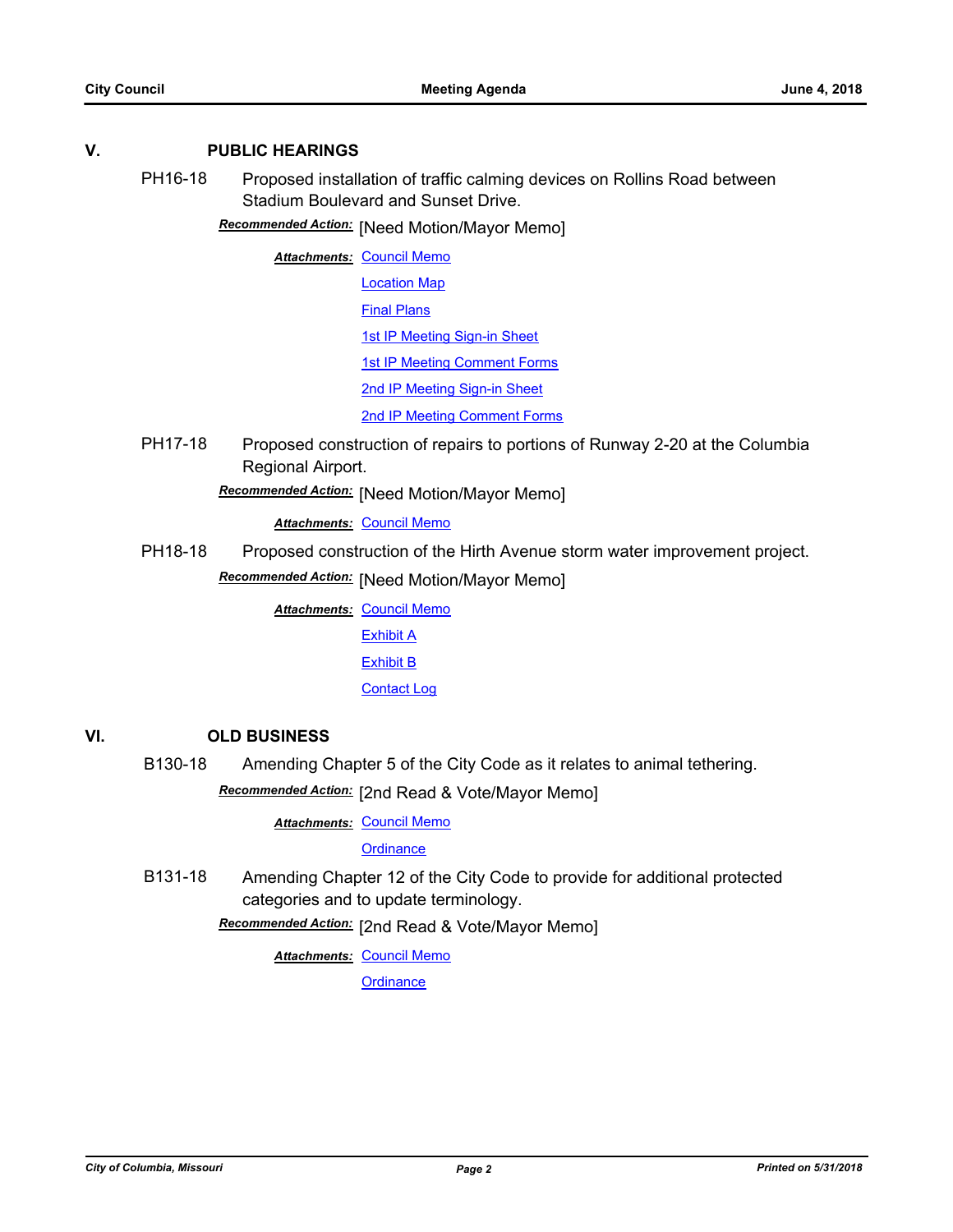## V. PUBLIC HEARINGS

**PH16-18** Proposed installation of traffic calming devices on Rollins Road between Stadium Boulevard and Sunset Drive.

***Recommended Action:*** [Need Motion/Mayor Memo]

***Attachments:*** Council Memo
Location Map
Final Plans
1st IP Meeting Sign-in Sheet
1st IP Meeting Comment Forms
2nd IP Meeting Sign-in Sheet
2nd IP Meeting Comment Forms

**PH17-18** Proposed construction of repairs to portions of Runway 2-20 at the Columbia Regional Airport.

***Recommended Action:*** [Need Motion/Mayor Memo]

***Attachments:*** Council Memo

**PH18-18** Proposed construction of the Hirth Avenue storm water improvement project.

***Recommended Action:*** [Need Motion/Mayor Memo]

***Attachments:*** Council Memo
Exhibit A
Exhibit B
Contact Log

## VI. OLD BUSINESS

**B130-18** Amending Chapter 5 of the City Code as it relates to animal tethering.

***Recommended Action:*** [2nd Read & Vote/Mayor Memo]

***Attachments:*** Council Memo
Ordinance

**B131-18** Amending Chapter 12 of the City Code to provide for additional protected categories and to update terminology.

***Recommended Action:*** [2nd Read & Vote/Mayor Memo]

***Attachments:*** Council Memo
Ordinance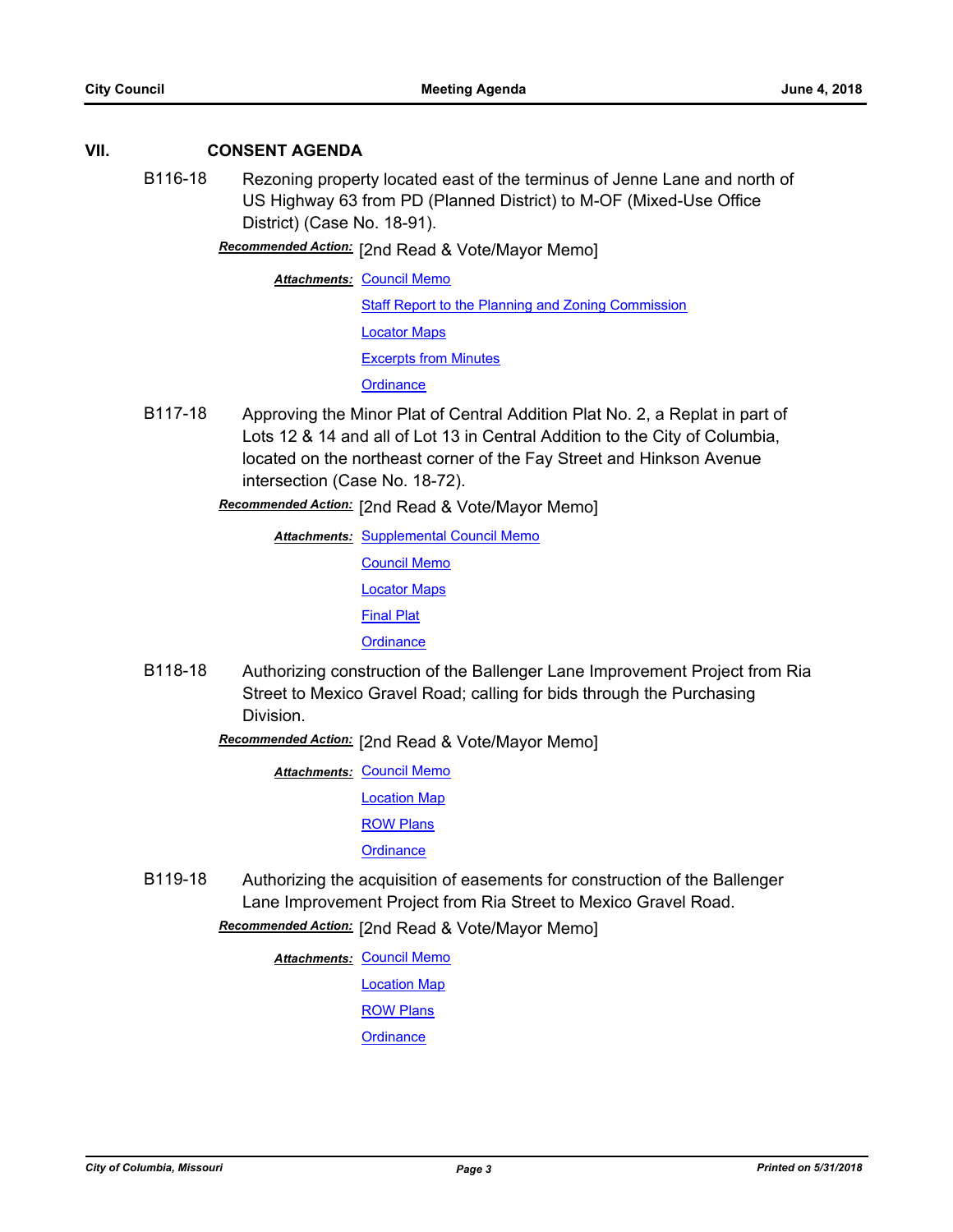## VII. CONSENT AGENDA

**B116-18** Rezoning property located east of the terminus of Jenne Lane and north of US Highway 63 from PD (Planned District) to M-OF (Mixed-Use Office District) (Case No. 18-91).

***Recommended Action:*** [2nd Read & Vote/Mayor Memo]

***Attachments:*** Council Memo
Staff Report to the Planning and Zoning Commission
Locator Maps
Excerpts from Minutes
Ordinance

**B117-18** Approving the Minor Plat of Central Addition Plat No. 2, a Replat in part of Lots 12 & 14 and all of Lot 13 in Central Addition to the City of Columbia, located on the northeast corner of the Fay Street and Hinkson Avenue intersection (Case No. 18-72).

***Recommended Action:*** [2nd Read & Vote/Mayor Memo]

***Attachments:*** Supplemental Council Memo
Council Memo
Locator Maps
Final Plat
Ordinance

**B118-18** Authorizing construction of the Ballenger Lane Improvement Project from Ria Street to Mexico Gravel Road; calling for bids through the Purchasing Division.

***Recommended Action:*** [2nd Read & Vote/Mayor Memo]

***Attachments:*** Council Memo
Location Map
ROW Plans
Ordinance

**B119-18** Authorizing the acquisition of easements for construction of the Ballenger Lane Improvement Project from Ria Street to Mexico Gravel Road.

***Recommended Action:*** [2nd Read & Vote/Mayor Memo]

***Attachments:*** Council Memo
Location Map
ROW Plans
Ordinance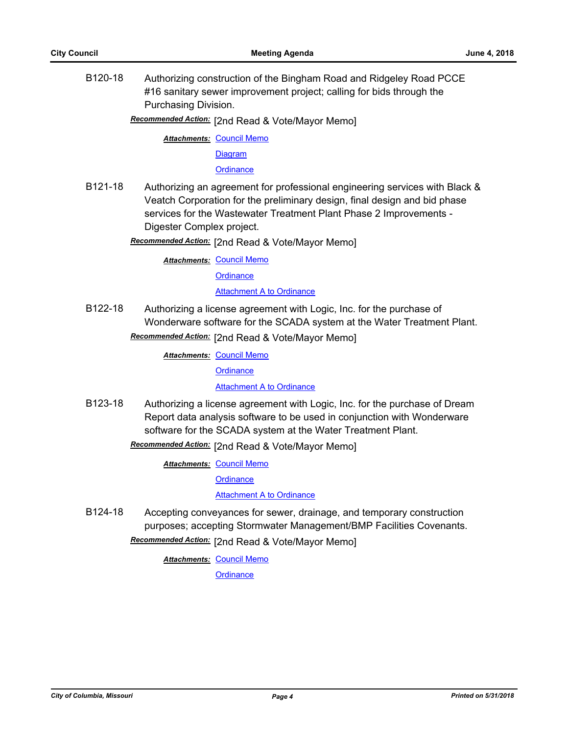B120-18 Authorizing construction of the Bingham Road and Ridgeley Road PCCE #16 sanitary sewer improvement project; calling for bids through the Purchasing Division.

***Recommended Action:*** [2nd Read & Vote/Mayor Memo]

***Attachments:*** Council Memo
Diagram
Ordinance

B121-18 Authorizing an agreement for professional engineering services with Black & Veatch Corporation for the preliminary design, final design and bid phase services for the Wastewater Treatment Plant Phase 2 Improvements - Digester Complex project.

***Recommended Action:*** [2nd Read & Vote/Mayor Memo]

***Attachments:*** Council Memo
Ordinance
Attachment A to Ordinance

B122-18 Authorizing a license agreement with Logic, Inc. for the purchase of Wonderware software for the SCADA system at the Water Treatment Plant.

***Recommended Action:*** [2nd Read & Vote/Mayor Memo]

***Attachments:*** Council Memo
Ordinance
Attachment A to Ordinance

B123-18 Authorizing a license agreement with Logic, Inc. for the purchase of Dream Report data analysis software to be used in conjunction with Wonderware software for the SCADA system at the Water Treatment Plant.

***Recommended Action:*** [2nd Read & Vote/Mayor Memo]

***Attachments:*** Council Memo
Ordinance
Attachment A to Ordinance

B124-18 Accepting conveyances for sewer, drainage, and temporary construction purposes; accepting Stormwater Management/BMP Facilities Covenants.

***Recommended Action:*** [2nd Read & Vote/Mayor Memo]

***Attachments:*** Council Memo
Ordinance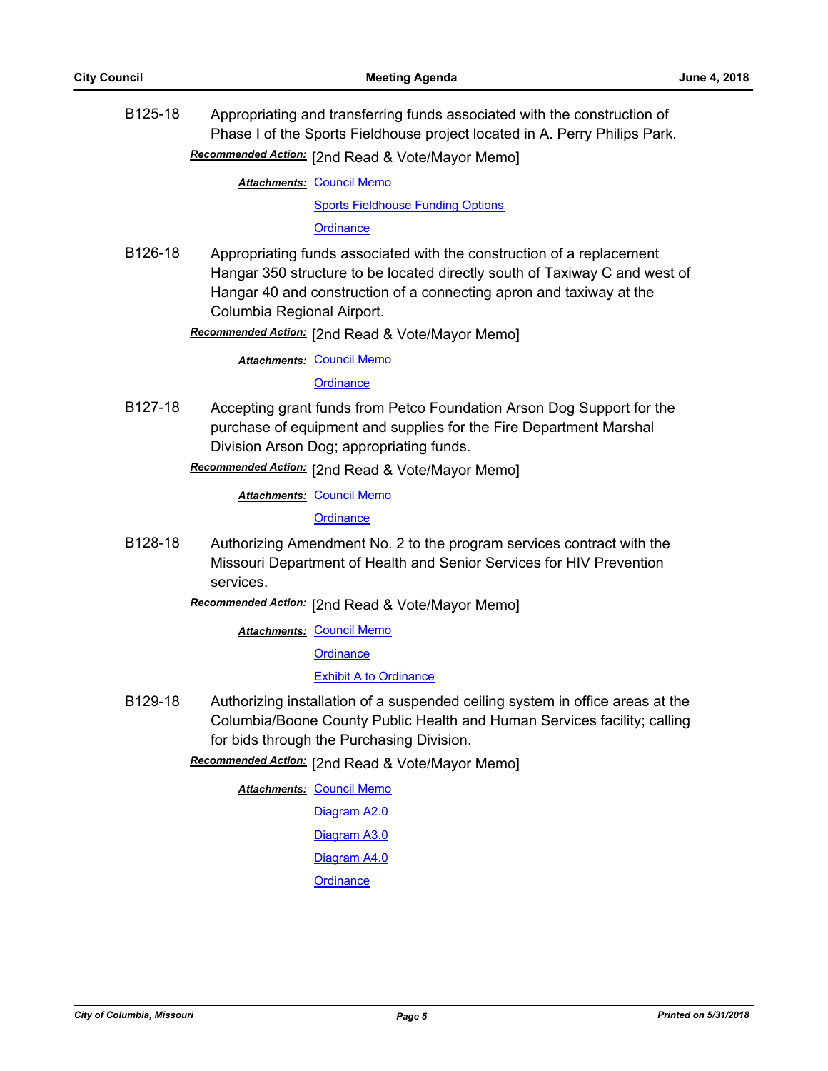B125-18 Appropriating and transferring funds associated with the construction of Phase I of the Sports Fieldhouse project located in A. Perry Philips Park.

***Recommended Action:*** [2nd Read & Vote/Mayor Memo]

***Attachments:*** Council Memo
Sports Fieldhouse Funding Options
Ordinance

B126-18 Appropriating funds associated with the construction of a replacement Hangar 350 structure to be located directly south of Taxiway C and west of Hangar 40 and construction of a connecting apron and taxiway at the Columbia Regional Airport.

***Recommended Action:*** [2nd Read & Vote/Mayor Memo]

***Attachments:*** Council Memo
Ordinance

B127-18 Accepting grant funds from Petco Foundation Arson Dog Support for the purchase of equipment and supplies for the Fire Department Marshal Division Arson Dog; appropriating funds.

***Recommended Action:*** [2nd Read & Vote/Mayor Memo]

***Attachments:*** Council Memo
Ordinance

B128-18 Authorizing Amendment No. 2 to the program services contract with the Missouri Department of Health and Senior Services for HIV Prevention services.

***Recommended Action:*** [2nd Read & Vote/Mayor Memo]

***Attachments:*** Council Memo
Ordinance
Exhibit A to Ordinance

B129-18 Authorizing installation of a suspended ceiling system in office areas at the Columbia/Boone County Public Health and Human Services facility; calling for bids through the Purchasing Division.

***Recommended Action:*** [2nd Read & Vote/Mayor Memo]

***Attachments:*** Council Memo
Diagram A2.0
Diagram A3.0
Diagram A4.0
Ordinance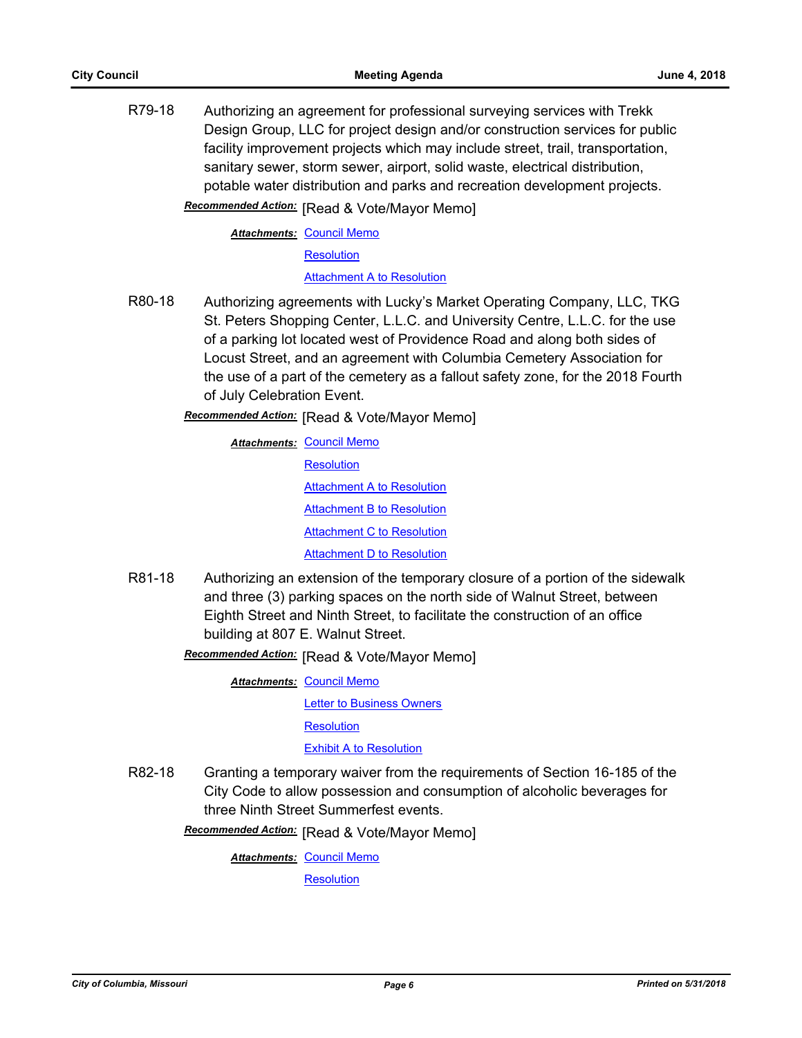R79-18 Authorizing an agreement for professional surveying services with Trekk Design Group, LLC for project design and/or construction services for public facility improvement projects which may include street, trail, transportation, sanitary sewer, storm sewer, airport, solid waste, electrical distribution, potable water distribution and parks and recreation development projects.

***Recommended Action:*** [Read & Vote/Mayor Memo]

***Attachments:*** Council Memo
Resolution
Attachment A to Resolution

R80-18 Authorizing agreements with Lucky's Market Operating Company, LLC, TKG St. Peters Shopping Center, L.L.C. and University Centre, L.L.C. for the use of a parking lot located west of Providence Road and along both sides of Locust Street, and an agreement with Columbia Cemetery Association for the use of a part of the cemetery as a fallout safety zone, for the 2018 Fourth of July Celebration Event.

***Recommended Action:*** [Read & Vote/Mayor Memo]

***Attachments:*** Council Memo
Resolution
Attachment A to Resolution
Attachment B to Resolution
Attachment C to Resolution
Attachment D to Resolution

R81-18 Authorizing an extension of the temporary closure of a portion of the sidewalk and three (3) parking spaces on the north side of Walnut Street, between Eighth Street and Ninth Street, to facilitate the construction of an office building at 807 E. Walnut Street.

***Recommended Action:*** [Read & Vote/Mayor Memo]

***Attachments:*** Council Memo
Letter to Business Owners
Resolution
Exhibit A to Resolution

R82-18 Granting a temporary waiver from the requirements of Section 16-185 of the City Code to allow possession and consumption of alcoholic beverages for three Ninth Street Summerfest events.

***Recommended Action:*** [Read & Vote/Mayor Memo]

***Attachments:*** Council Memo
Resolution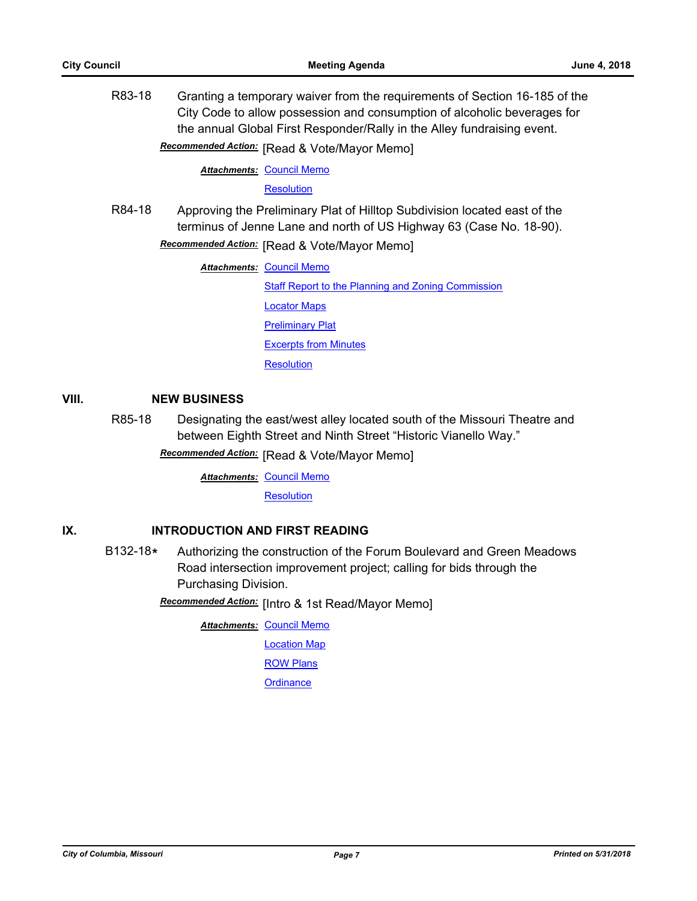R83-18 Granting a temporary waiver from the requirements of Section 16-185 of the City Code to allow possession and consumption of alcoholic beverages for the annual Global First Responder/Rally in the Alley fundraising event.

***Recommended Action:*** [Read & Vote/Mayor Memo]

***Attachments:*** Council Memo

Resolution

R84-18 Approving the Preliminary Plat of Hilltop Subdivision located east of the terminus of Jenne Lane and north of US Highway 63 (Case No. 18-90).

***Recommended Action:*** [Read & Vote/Mayor Memo]

***Attachments:*** Council Memo

Staff Report to the Planning and Zoning Commission

Locator Maps

Preliminary Plat

Excerpts from Minutes

Resolution

## VIII. NEW BUSINESS

R85-18 Designating the east/west alley located south of the Missouri Theatre and between Eighth Street and Ninth Street "Historic Vianello Way."

***Recommended Action:*** [Read & Vote/Mayor Memo]

***Attachments:*** Council Memo

Resolution

## IX. INTRODUCTION AND FIRST READING

B132-18* Authorizing the construction of the Forum Boulevard and Green Meadows Road intersection improvement project; calling for bids through the Purchasing Division.

***Recommended Action:*** [Intro & 1st Read/Mayor Memo]

***Attachments:*** Council Memo

Location Map

ROW Plans

Ordinance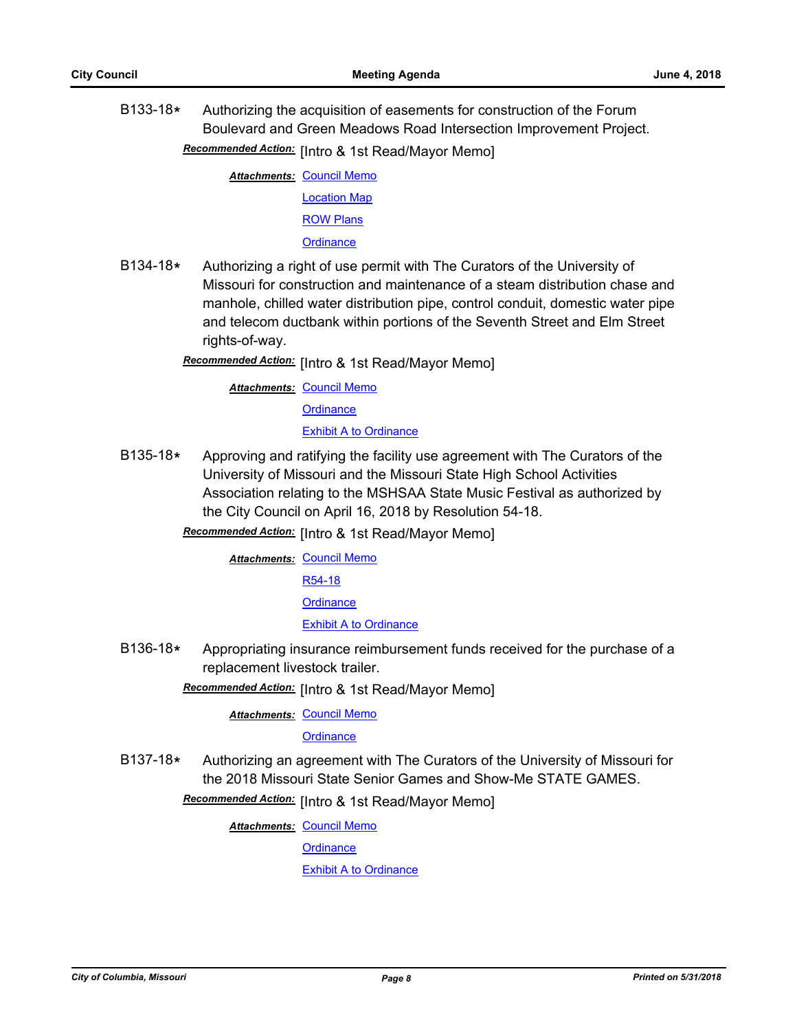B133-18* Authorizing the acquisition of easements for construction of the Forum Boulevard and Green Meadows Road Intersection Improvement Project.

***Recommended Action:*** [Intro & 1st Read/Mayor Memo]

***Attachments:*** Council Memo
Location Map
ROW Plans
Ordinance

B134-18* Authorizing a right of use permit with The Curators of the University of Missouri for construction and maintenance of a steam distribution chase and manhole, chilled water distribution pipe, control conduit, domestic water pipe and telecom ductbank within portions of the Seventh Street and Elm Street rights-of-way.

***Recommended Action:*** [Intro & 1st Read/Mayor Memo]

***Attachments:*** Council Memo
Ordinance
Exhibit A to Ordinance

B135-18* Approving and ratifying the facility use agreement with The Curators of the University of Missouri and the Missouri State High School Activities Association relating to the MSHSAA State Music Festival as authorized by the City Council on April 16, 2018 by Resolution 54-18.

***Recommended Action:*** [Intro & 1st Read/Mayor Memo]

***Attachments:*** Council Memo
R54-18
Ordinance
Exhibit A to Ordinance

B136-18* Appropriating insurance reimbursement funds received for the purchase of a replacement livestock trailer.

***Recommended Action:*** [Intro & 1st Read/Mayor Memo]

***Attachments:*** Council Memo
Ordinance

B137-18* Authorizing an agreement with The Curators of the University of Missouri for the 2018 Missouri State Senior Games and Show-Me STATE GAMES.

***Recommended Action:*** [Intro & 1st Read/Mayor Memo]

***Attachments:*** Council Memo
Ordinance
Exhibit A to Ordinance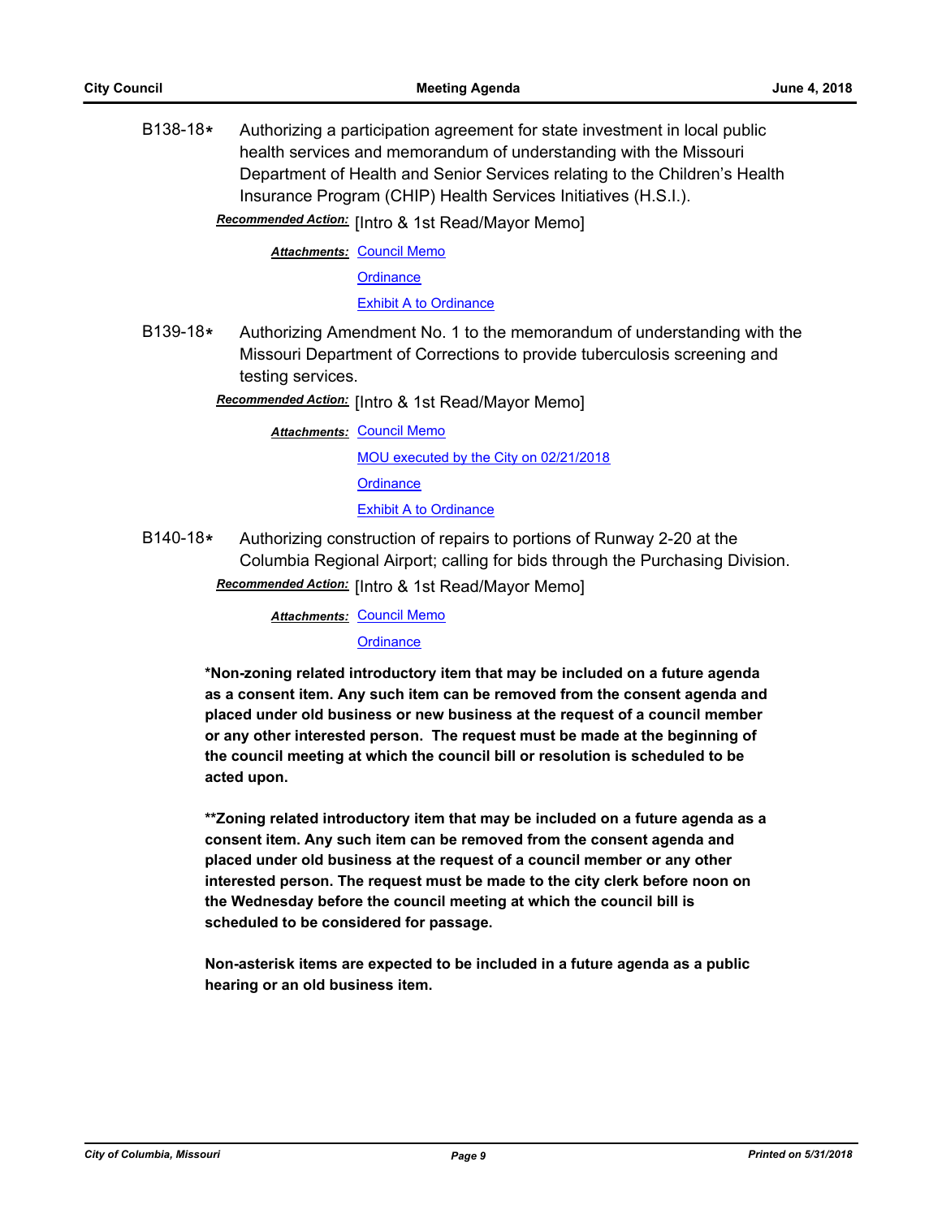B138-18* Authorizing a participation agreement for state investment in local public health services and memorandum of understanding with the Missouri Department of Health and Senior Services relating to the Children's Health Insurance Program (CHIP) Health Services Initiatives (H.S.I.).

***Recommended Action:*** [Intro & 1st Read/Mayor Memo]

***Attachments:*** Council Memo
Ordinance
Exhibit A to Ordinance

B139-18* Authorizing Amendment No. 1 to the memorandum of understanding with the Missouri Department of Corrections to provide tuberculosis screening and testing services.

***Recommended Action:*** [Intro & 1st Read/Mayor Memo]

***Attachments:*** Council Memo
MOU executed by the City on 02/21/2018
Ordinance
Exhibit A to Ordinance

B140-18* Authorizing construction of repairs to portions of Runway 2-20 at the Columbia Regional Airport; calling for bids through the Purchasing Division.

***Recommended Action:*** [Intro & 1st Read/Mayor Memo]

***Attachments:*** Council Memo
Ordinance

**\*Non-zoning related introductory item that may be included on a future agenda as a consent item. Any such item can be removed from the consent agenda and placed under old business or new business at the request of a council member or any other interested person. The request must be made at the beginning of the council meeting at which the council bill or resolution is scheduled to be acted upon.**

**\*\*Zoning related introductory item that may be included on a future agenda as a consent item. Any such item can be removed from the consent agenda and placed under old business at the request of a council member or any other interested person. The request must be made to the city clerk before noon on the Wednesday before the council meeting at which the council bill is scheduled to be considered for passage.**

**Non-asterisk items are expected to be included in a future agenda as a public hearing or an old business item.**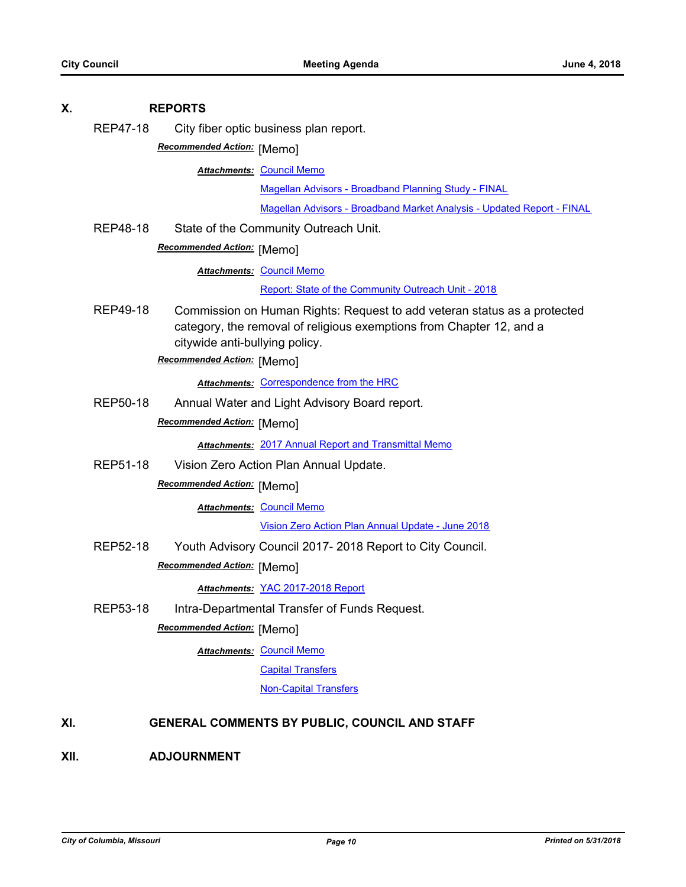## X. REPORTS

**REP47-18** City fiber optic business plan report.

***Recommended Action:*** [Memo]

***Attachments:*** Council Memo
Magellan Advisors - Broadband Planning Study - FINAL
Magellan Advisors - Broadband Market Analysis - Updated Report - FINAL

**REP48-18** State of the Community Outreach Unit.

***Recommended Action:*** [Memo]

***Attachments:*** Council Memo
Report: State of the Community Outreach Unit - 2018

**REP49-18** Commission on Human Rights: Request to add veteran status as a protected category, the removal of religious exemptions from Chapter 12, and a citywide anti-bullying policy.

***Recommended Action:*** [Memo]

***Attachments:*** Correspondence from the HRC

**REP50-18** Annual Water and Light Advisory Board report.

***Recommended Action:*** [Memo]

***Attachments:*** 2017 Annual Report and Transmittal Memo

**REP51-18** Vision Zero Action Plan Annual Update.

***Recommended Action:*** [Memo]

***Attachments:*** Council Memo
Vision Zero Action Plan Annual Update - June 2018

**REP52-18** Youth Advisory Council 2017- 2018 Report to City Council.

***Recommended Action:*** [Memo]

***Attachments:*** YAC 2017-2018 Report

**REP53-18** Intra-Departmental Transfer of Funds Request.

***Recommended Action:*** [Memo]

***Attachments:*** Council Memo
Capital Transfers
Non-Capital Transfers

## XI. GENERAL COMMENTS BY PUBLIC, COUNCIL AND STAFF

## XII. ADJOURNMENT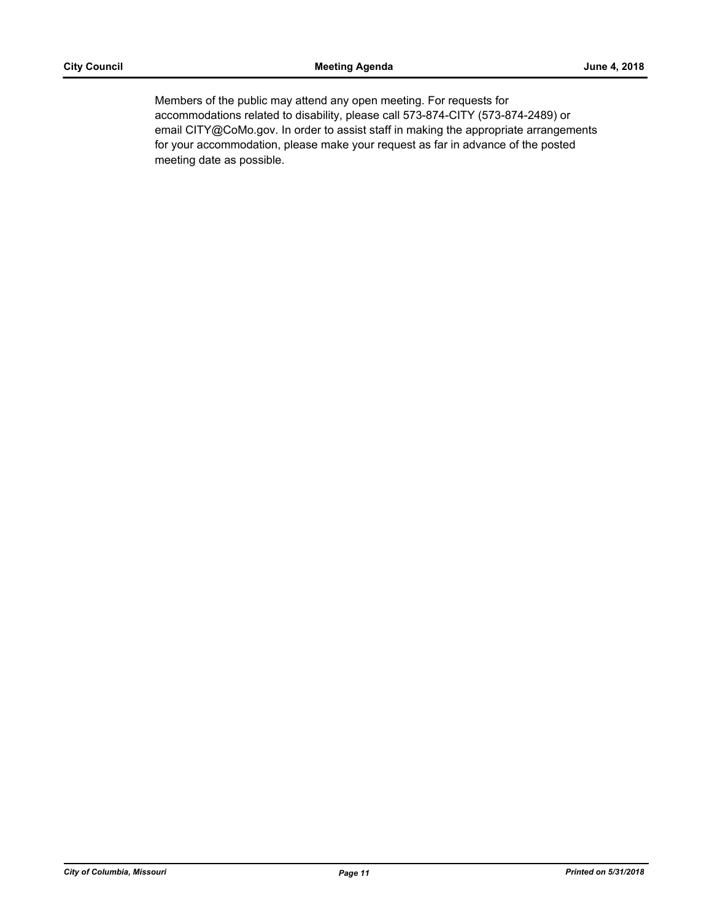Members of the public may attend any open meeting. For requests for accommodations related to disability, please call 573-874-CITY (573-874-2489) or email CITY@CoMo.gov. In order to assist staff in making the appropriate arrangements for your accommodation, please make your request as far in advance of the posted meeting date as possible.